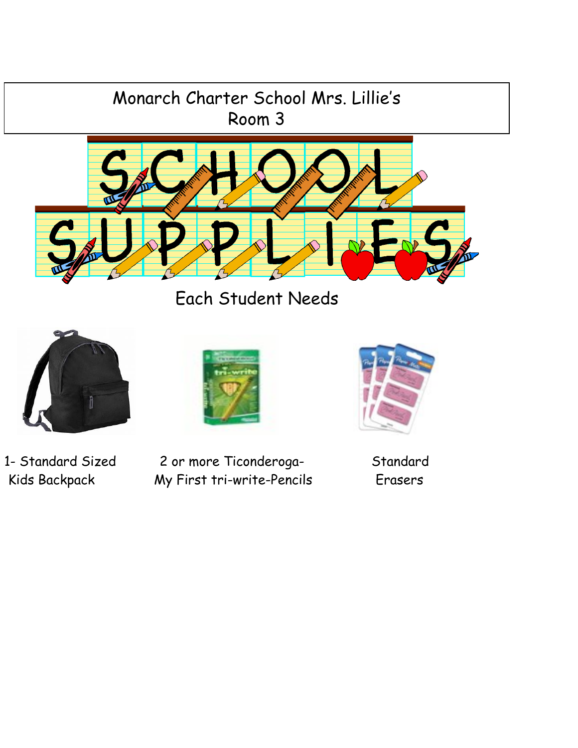Monarch Charter School Mrs. Lillie's
Room 3

# SCHOOL SUPPLIES

Each Student Needs

1- Standard Sized Kids Backpack

2 or more Ticonderoga- My First tri-write-Pencils

Standard Erasers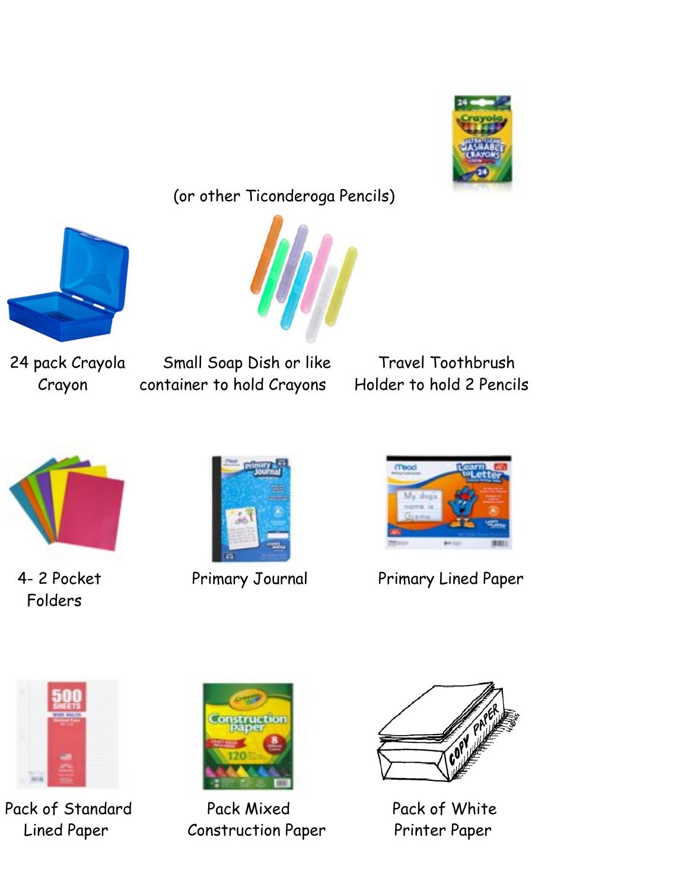(or other Ticonderoga Pencils)

24 pack Crayola Crayon

Small Soap Dish or like container to hold Crayons

Travel Toothbrush Holder to hold 2 Pencils

4- 2 Pocket Folders

Primary Journal

Primary Lined Paper

Pack of Standard Lined Paper

Pack Mixed Construction Paper

Pack of White Printer Paper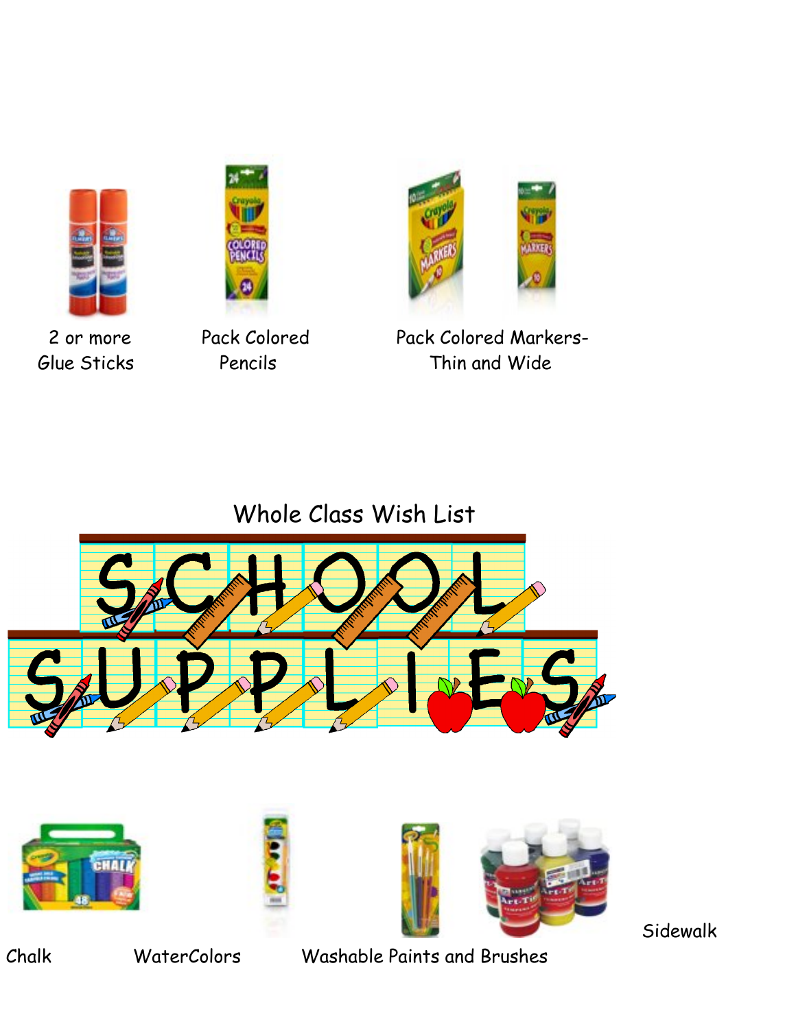2 or more Glue Sticks

Pack Colored Pencils

Pack Colored Markers- Thin and Wide

## Whole Class Wish List

# SCHOOL SUPPLIES

Sidewalk Chalk

WaterColors

Washable Paints and Brushes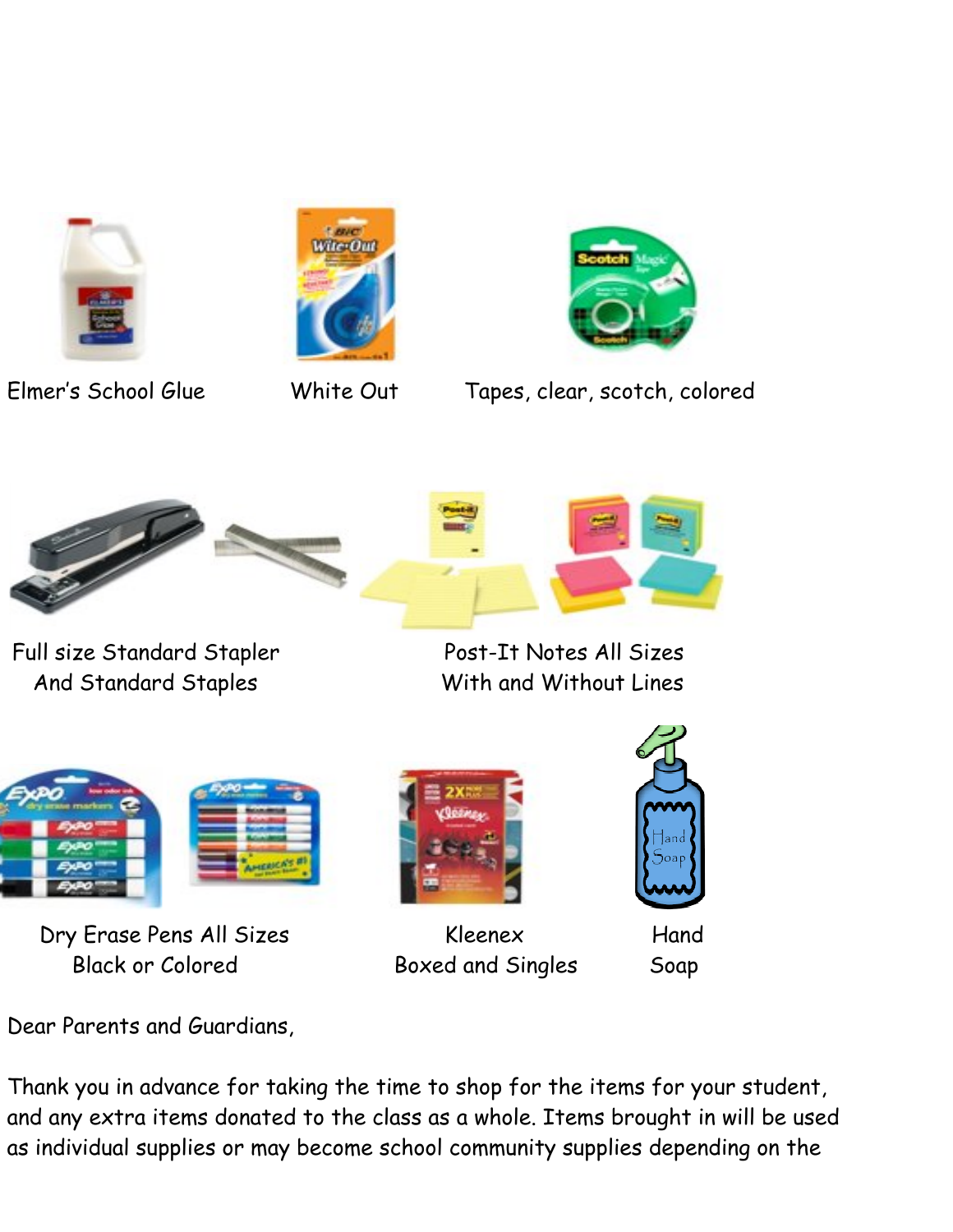Elmer's School Glue

White Out

Tapes, clear, scotch, colored

Full size Standard Stapler
And Standard Staples

Post-It Notes All Sizes
With and Without Lines

Dry Erase Pens All Sizes
Black or Colored

Kleenex
Boxed and Singles

Hand
Soap

Dear Parents and Guardians,

Thank you in advance for taking the time to shop for the items for your student, and any extra items donated to the class as a whole. Items brought in will be used as individual supplies or may become school community supplies depending on the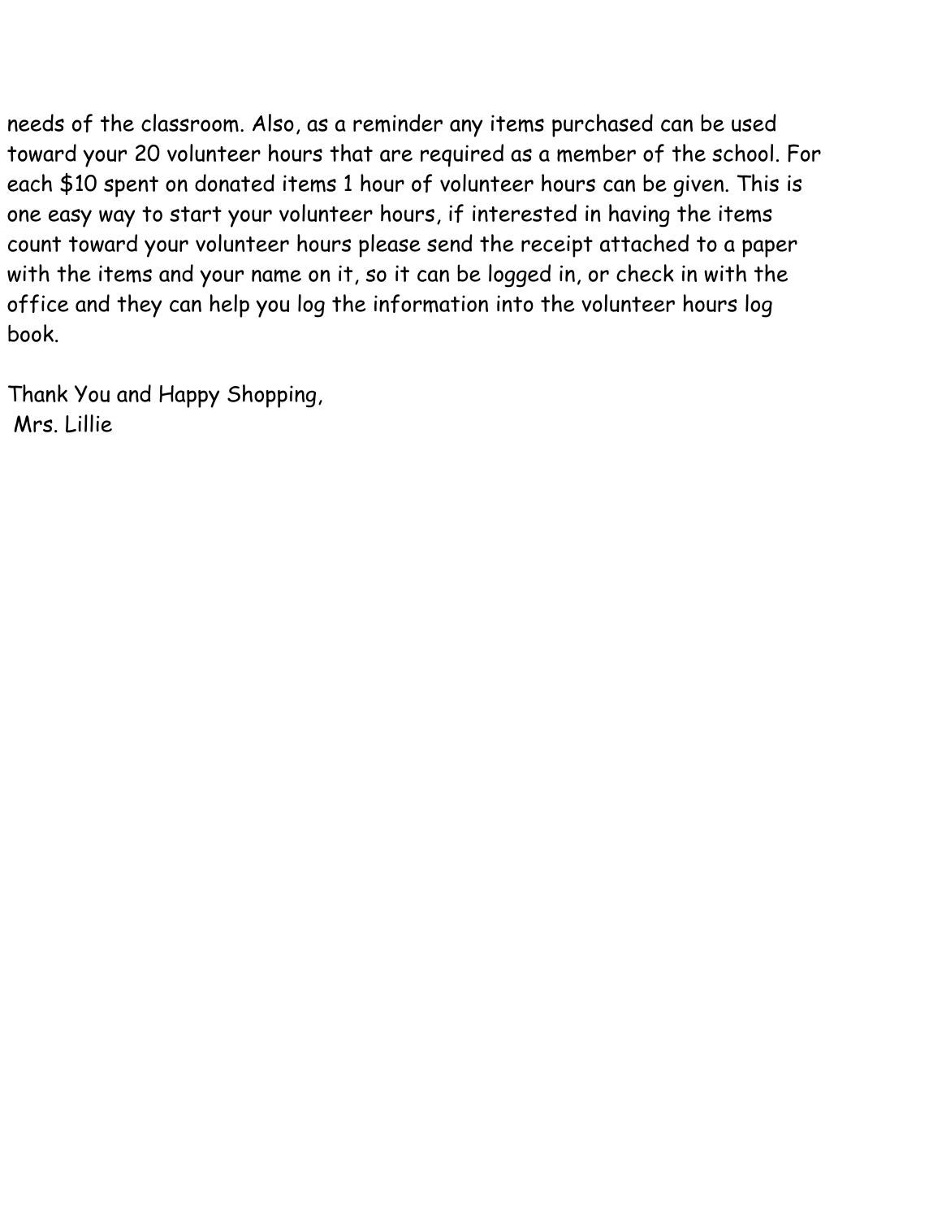needs of the classroom. Also, as a reminder any items purchased can be used toward your 20 volunteer hours that are required as a member of the school. For each $10 spent on donated items 1 hour of volunteer hours can be given. This is one easy way to start your volunteer hours, if interested in having the items count toward your volunteer hours please send the receipt attached to a paper with the items and your name on it, so it can be logged in, or check in with the office and they can help you log the information into the volunteer hours log book.

Thank You and Happy Shopping,
Mrs. Lillie